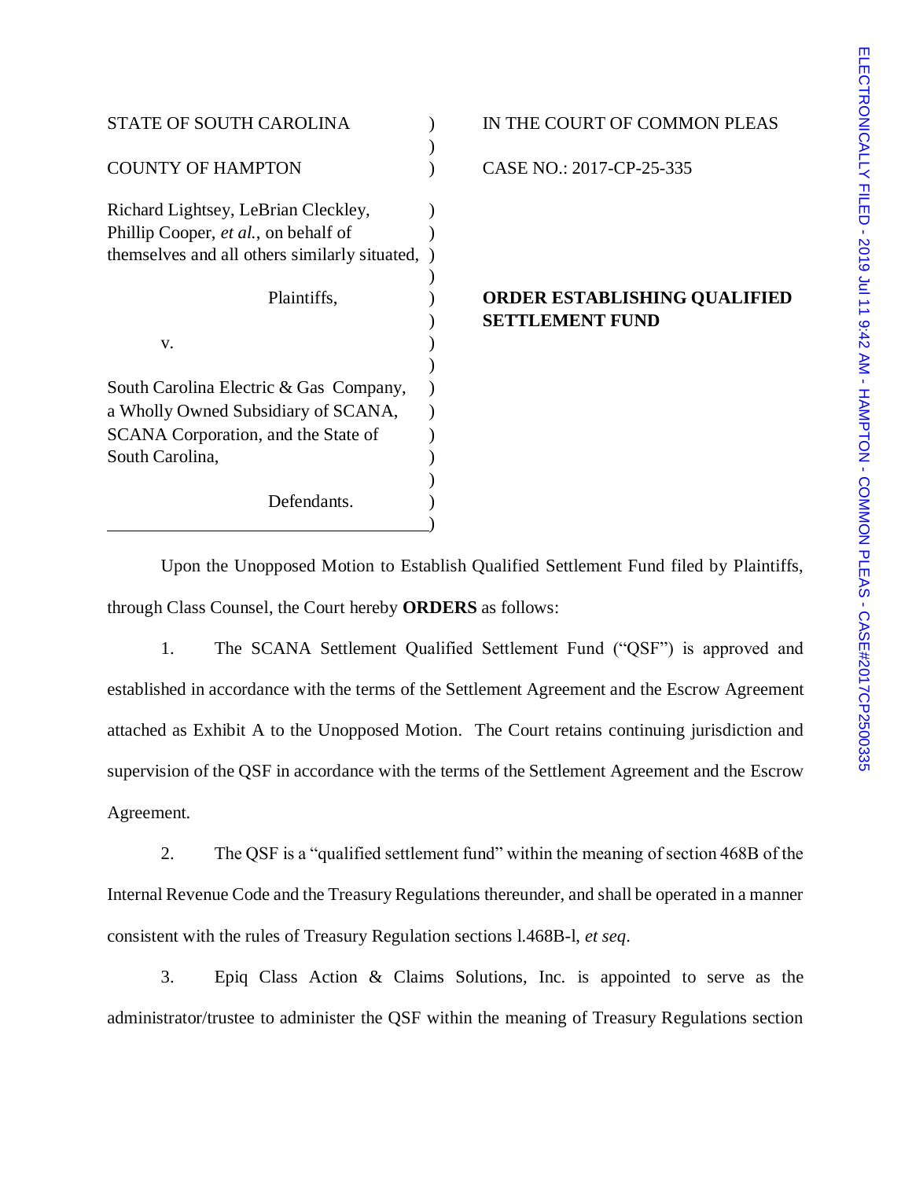STATE OF SOUTH CAROLINA

COUNTY OF HAMPTON

IN THE COURT OF COMMON PLEAS

CASE NO.: 2017-CP-25-335

Richard Lightsey, LeBrian Cleckley, Phillip Cooper, *et al.*, on behalf of themselves and all others similarly situated,

Plaintiffs,

v.

South Carolina Electric & Gas Company, a Wholly Owned Subsidiary of SCANA, SCANA Corporation, and the State of South Carolina,

Defendants.

**ORDER ESTABLISHING QUALIFIED SETTLEMENT FUND**

Upon the Unopposed Motion to Establish Qualified Settlement Fund filed by Plaintiffs, through Class Counsel, the Court hereby **ORDERS** as follows:

1. The SCANA Settlement Qualified Settlement Fund ("QSF") is approved and established in accordance with the terms of the Settlement Agreement and the Escrow Agreement attached as Exhibit A to the Unopposed Motion. The Court retains continuing jurisdiction and supervision of the QSF in accordance with the terms of the Settlement Agreement and the Escrow Agreement.

2. The QSF is a "qualified settlement fund" within the meaning of section 468B of the Internal Revenue Code and the Treasury Regulations thereunder, and shall be operated in a manner consistent with the rules of Treasury Regulation sections l.468B-l, *et seq*.

3. Epiq Class Action & Claims Solutions, Inc. is appointed to serve as the administrator/trustee to administer the QSF within the meaning of Treasury Regulations section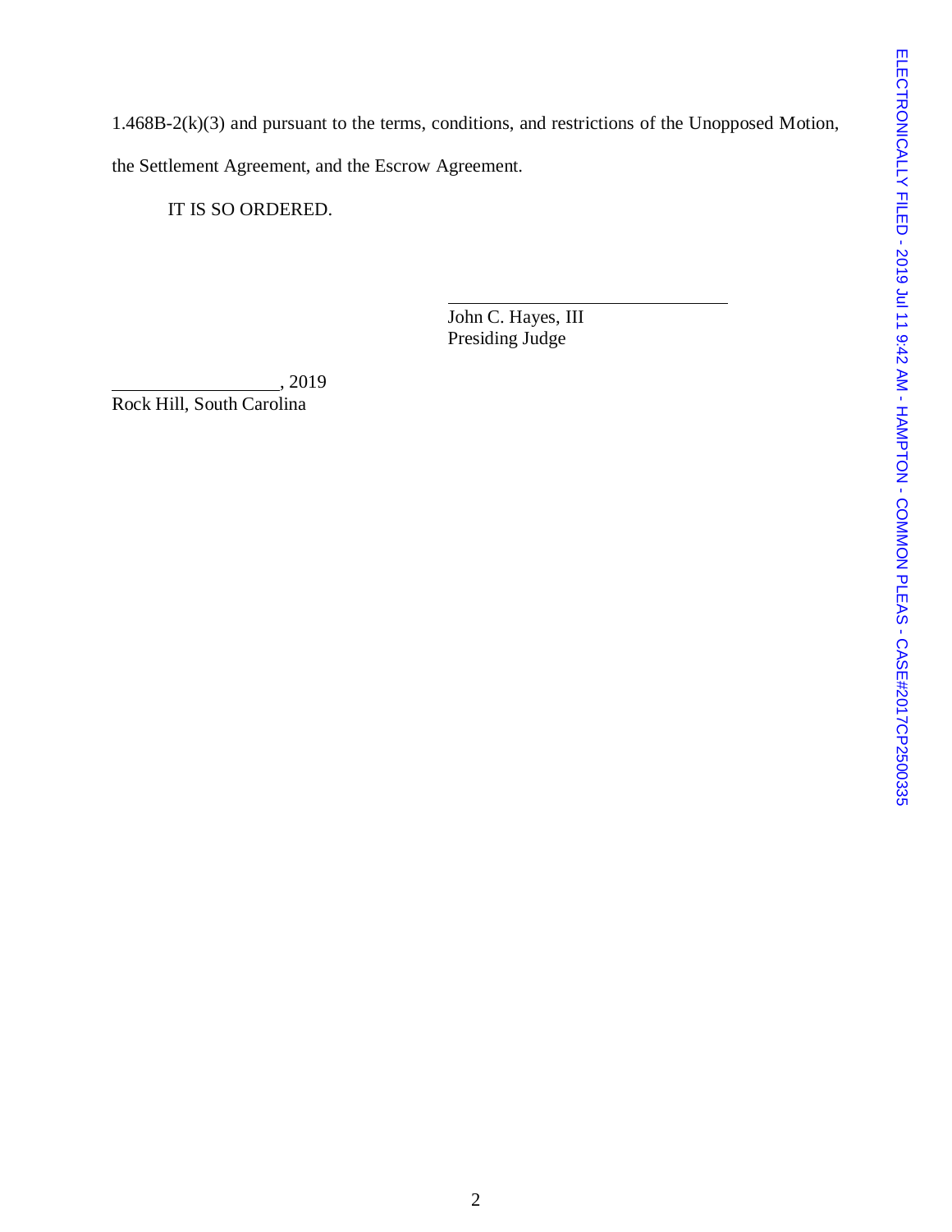1.468B-2(k)(3) and pursuant to the terms, conditions, and restrictions of the Unopposed Motion, the Settlement Agreement, and the Escrow Agreement.

IT IS SO ORDERED.

\_\_\_\_\_\_\_\_\_\_\_\_\_\_\_\_\_\_\_\_\_\_\_\_\_\_\_\_\_\_
John C. Hayes, III
Presiding Judge

\_\_\_\_\_\_\_\_\_\_\_\_\_\_\_\_\_\_, 2019
Rock Hill, South Carolina

ELECTRONICALLY FILED - 2019 Jul 11 9:42 AM - HAMPTON - COMMON PLEAS - CASE#2017CP2500335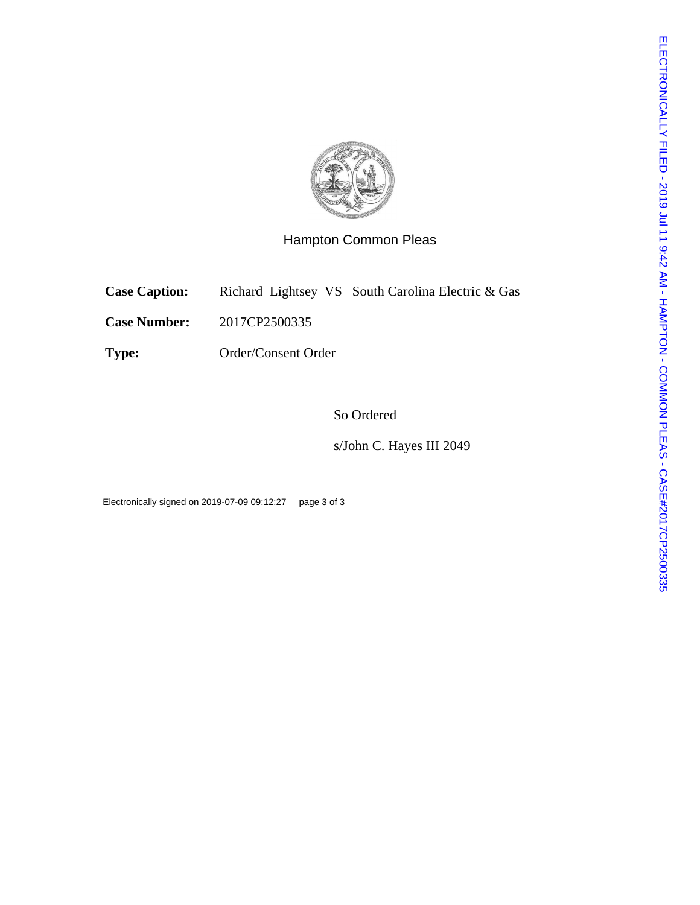Hampton Common Pleas

**Case Caption:** Richard Lightsey VS South Carolina Electric & Gas

**Case Number:** 2017CP2500335

**Type:** Order/Consent Order

So Ordered

s/John C. Hayes III 2049

Electronically signed on 2019-07-09 09:12:27

ELECTRONICALLY FILED - 2019 Jul 11 9:42 AM - HAMPTON - COMMON PLEAS - CASE#2017CP2500335